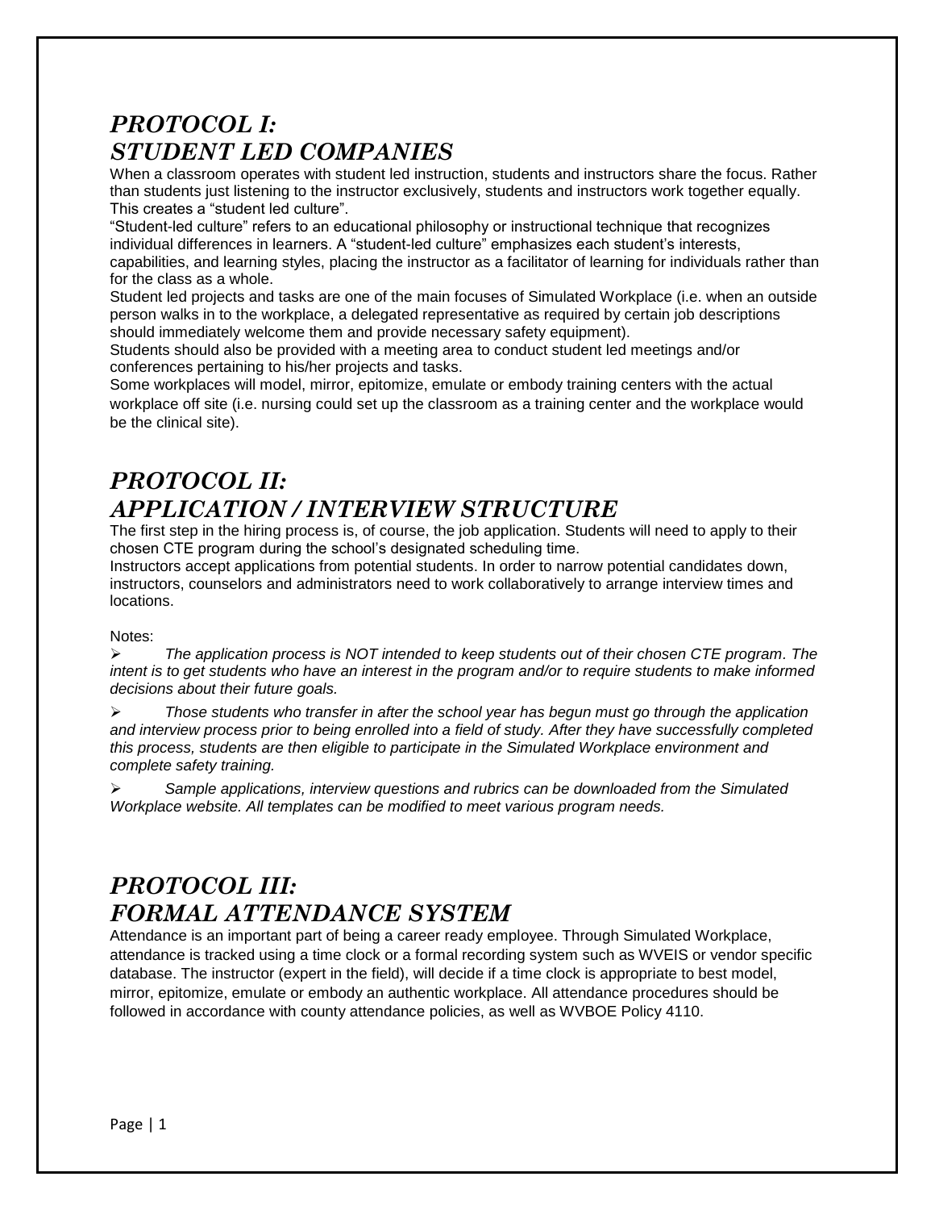## *PROTOCOL I: STUDENT LED COMPANIES*

When a classroom operates with student led instruction, students and instructors share the focus. Rather than students just listening to the instructor exclusively, students and instructors work together equally. This creates a "student led culture".

"Student-led culture" refers to an educational philosophy or instructional technique that recognizes individual differences in learners. A "student-led culture" emphasizes each student's interests, capabilities, and learning styles, placing the instructor as a facilitator of learning for individuals rather than for the class as a whole.

Student led projects and tasks are one of the main focuses of Simulated Workplace (i.e. when an outside person walks in to the workplace, a delegated representative as required by certain job descriptions should immediately welcome them and provide necessary safety equipment).

Students should also be provided with a meeting area to conduct student led meetings and/or conferences pertaining to his/her projects and tasks.

Some workplaces will model, mirror, epitomize, emulate or embody training centers with the actual workplace off site (i.e. nursing could set up the classroom as a training center and the workplace would be the clinical site).

## *PROTOCOL II: APPLICATION / INTERVIEW STRUCTURE*

The first step in the hiring process is, of course, the job application. Students will need to apply to their chosen CTE program during the school's designated scheduling time.

Instructors accept applications from potential students. In order to narrow potential candidates down, instructors, counselors and administrators need to work collaboratively to arrange interview times and locations.

Notes:

- *The application process is NOT intended to keep students out of their chosen CTE program. The intent is to get students who have an interest in the program and/or to require students to make informed decisions about their future goals.*
- *Those students who transfer in after the school year has begun must go through the application and interview process prior to being enrolled into a field of study. After they have successfully completed this process, students are then eligible to participate in the Simulated Workplace environment and complete safety training.*
- *Sample applications, interview questions and rubrics can be downloaded from the Simulated Workplace website. All templates can be modified to meet various program needs.*

## *PROTOCOL III: FORMAL ATTENDANCE SYSTEM*

Attendance is an important part of being a career ready employee. Through Simulated Workplace, attendance is tracked using a time clock or a formal recording system such as WVEIS or vendor specific database. The instructor (expert in the field), will decide if a time clock is appropriate to best model, mirror, epitomize, emulate or embody an authentic workplace. All attendance procedures should be followed in accordance with county attendance policies, as well as WVBOE Policy 4110.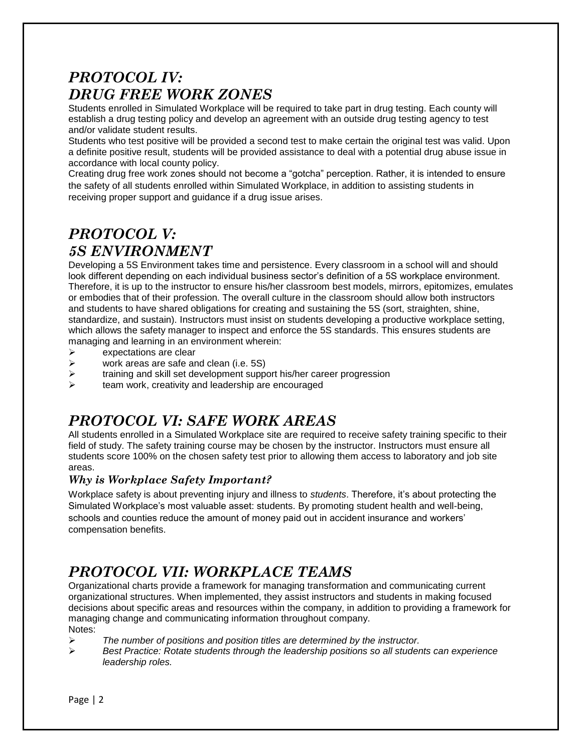## *PROTOCOL IV: DRUG FREE WORK ZONES*

Students enrolled in Simulated Workplace will be required to take part in drug testing. Each county will establish a drug testing policy and develop an agreement with an outside drug testing agency to test and/or validate student results.

Students who test positive will be provided a second test to make certain the original test was valid. Upon a definite positive result, students will be provided assistance to deal with a potential drug abuse issue in accordance with local county policy.

Creating drug free work zones should not become a "gotcha" perception. Rather, it is intended to ensure the safety of all students enrolled within Simulated Workplace, in addition to assisting students in receiving proper support and guidance if a drug issue arises.

## *PROTOCOL V: 5S ENVIRONMENT*

Developing a 5S Environment takes time and persistence. Every classroom in a school will and should look different depending on each individual business sector's definition of a 5S workplace environment. Therefore, it is up to the instructor to ensure his/her classroom best models, mirrors, epitomizes, emulates or embodies that of their profession. The overall culture in the classroom should allow both instructors and students to have shared obligations for creating and sustaining the 5S (sort, straighten, shine, standardize, and sustain). Instructors must insist on students developing a productive workplace setting, which allows the safety manager to inspect and enforce the 5S standards. This ensures students are managing and learning in an environment wherein:

- expectations are clear
- work areas are safe and clean (i.e. 5S)
- training and skill set development support his/her career progression
- team work, creativity and leadership are encouraged

## *PROTOCOL VI: SAFE WORK AREAS*

All students enrolled in a Simulated Workplace site are required to receive safety training specific to their field of study. The safety training course may be chosen by the instructor. Instructors must ensure all students score 100% on the chosen safety test prior to allowing them access to laboratory and job site areas.

### *Why is Workplace Safety Important?*

Workplace safety is about preventing injury and illness to *students*. Therefore, it's about protecting the Simulated Workplace's most valuable asset: students. By promoting student health and well-being, schools and counties reduce the amount of money paid out in accident insurance and workers' compensation benefits.

## *PROTOCOL VII: WORKPLACE TEAMS*

Organizational charts provide a framework for managing transformation and communicating current organizational structures. When implemented, they assist instructors and students in making focused decisions about specific areas and resources within the company, in addition to providing a framework for managing change and communicating information throughout company.

Notes:

- *The number of positions and position titles are determined by the instructor.*
- *Best Practice: Rotate students through the leadership positions so all students can experience leadership roles.*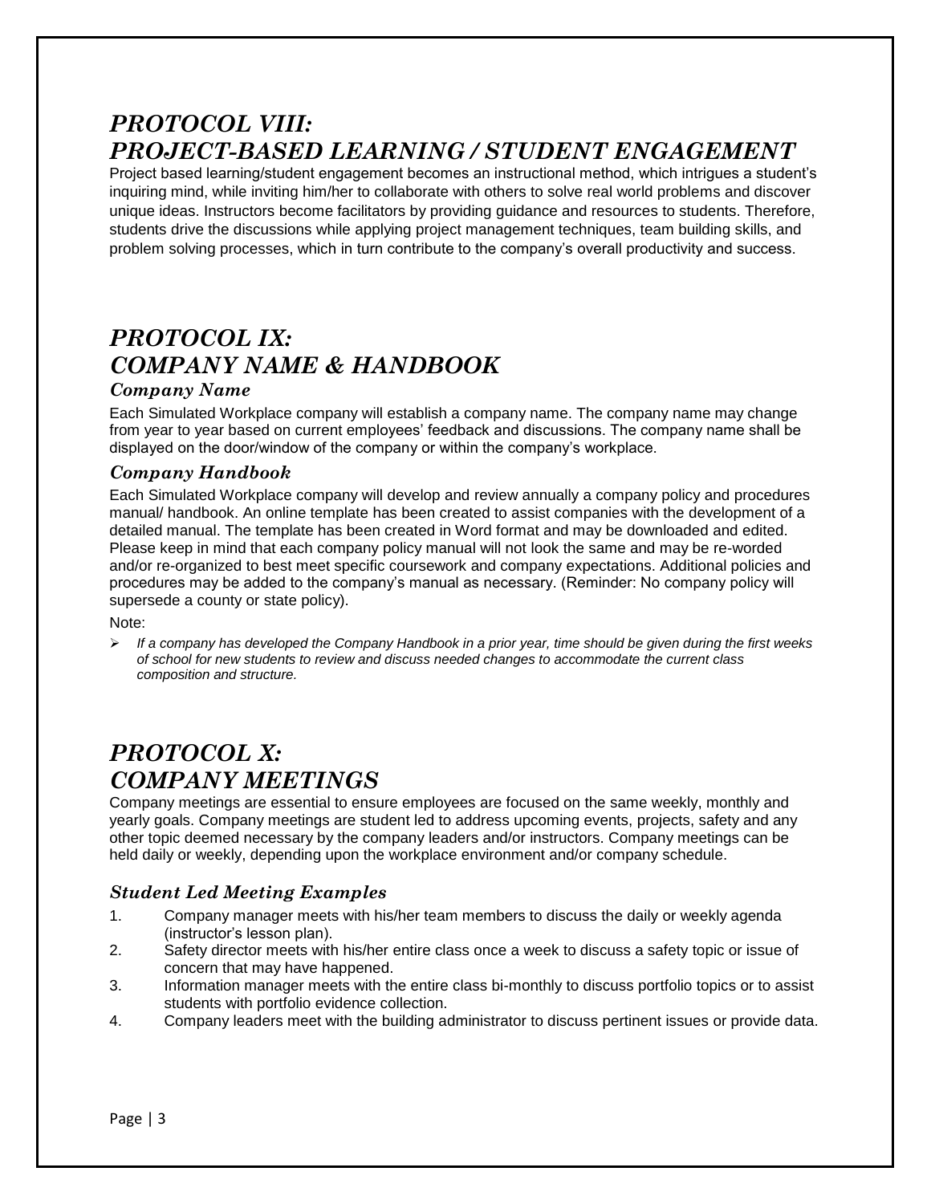# *PROTOCOL VIII: PROJECT-BASED LEARNING / STUDENT ENGAGEMENT*

Project based learning/student engagement becomes an instructional method, which intrigues a student's inquiring mind, while inviting him/her to collaborate with others to solve real world problems and discover unique ideas. Instructors become facilitators by providing guidance and resources to students. Therefore, students drive the discussions while applying project management techniques, team building skills, and problem solving processes, which in turn contribute to the company's overall productivity and success.

# *PROTOCOL IX: COMPANY NAME & HANDBOOK*

### *Company Name*

Each Simulated Workplace company will establish a company name. The company name may change from year to year based on current employees' feedback and discussions. The company name shall be displayed on the door/window of the company or within the company's workplace.

### *Company Handbook*

Each Simulated Workplace company will develop and review annually a company policy and procedures manual/ handbook. An online template has been created to assist companies with the development of a detailed manual. The template has been created in Word format and may be downloaded and edited. Please keep in mind that each company policy manual will not look the same and may be re-worded and/or re-organized to best meet specific coursework and company expectations. Additional policies and procedures may be added to the company's manual as necessary. (Reminder: No company policy will supersede a county or state policy).

Note:

- *If a company has developed the Company Handbook in a prior year, time should be given during the first weeks of school for new students to review and discuss needed changes to accommodate the current class composition and structure.*

# *PROTOCOL X: COMPANY MEETINGS*

Company meetings are essential to ensure employees are focused on the same weekly, monthly and yearly goals. Company meetings are student led to address upcoming events, projects, safety and any other topic deemed necessary by the company leaders and/or instructors. Company meetings can be held daily or weekly, depending upon the workplace environment and/or company schedule.

### *Student Led Meeting Examples*

1. Company manager meets with his/her team members to discuss the daily or weekly agenda (instructor's lesson plan).
2. Safety director meets with his/her entire class once a week to discuss a safety topic or issue of concern that may have happened.
3. Information manager meets with the entire class bi-monthly to discuss portfolio topics or to assist students with portfolio evidence collection.
4. Company leaders meet with the building administrator to discuss pertinent issues or provide data.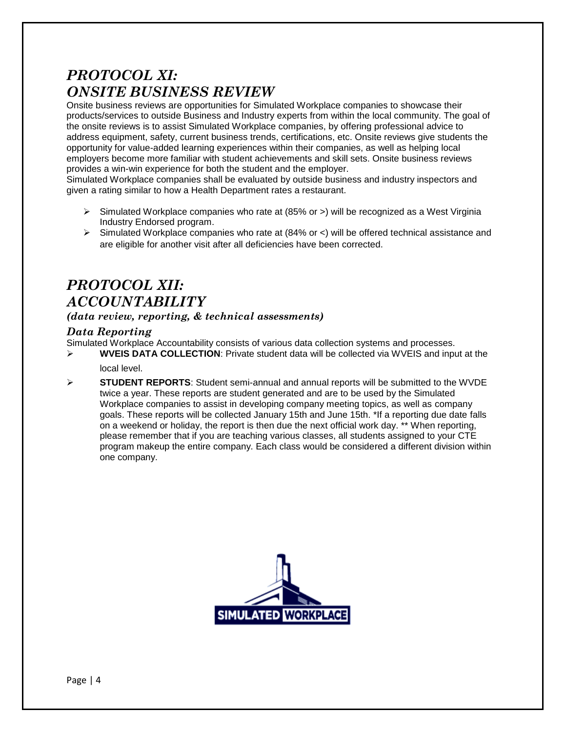# *PROTOCOL XI: ONSITE BUSINESS REVIEW*

Onsite business reviews are opportunities for Simulated Workplace companies to showcase their products/services to outside Business and Industry experts from within the local community. The goal of the onsite reviews is to assist Simulated Workplace companies, by offering professional advice to address equipment, safety, current business trends, certifications, etc. Onsite reviews give students the opportunity for value-added learning experiences within their companies, as well as helping local employers become more familiar with student achievements and skill sets. Onsite business reviews provides a win-win experience for both the student and the employer.

Simulated Workplace companies shall be evaluated by outside business and industry inspectors and given a rating similar to how a Health Department rates a restaurant.

- Simulated Workplace companies who rate at (85% or >) will be recognized as a West Virginia Industry Endorsed program.
- Simulated Workplace companies who rate at (84% or <) will be offered technical assistance and are eligible for another visit after all deficiencies have been corrected.

# *PROTOCOL XII: ACCOUNTABILITY*

***(data review, reporting, & technical assessments)***

### *Data Reporting*

Simulated Workplace Accountability consists of various data collection systems and processes.

- **WVEIS DATA COLLECTION**: Private student data will be collected via WVEIS and input at the local level.
- **STUDENT REPORTS**: Student semi-annual and annual reports will be submitted to the WVDE twice a year. These reports are student generated and are to be used by the Simulated Workplace companies to assist in developing company meeting topics, as well as company goals. These reports will be collected January 15th and June 15th. *If a reporting due date falls on a weekend or holiday, the report is then due the next official work day. ** When reporting, please remember that if you are teaching various classes, all students assigned to your CTE program makeup the entire company. Each class would be considered a different division within one company.

SIMULATED WORKPLACE